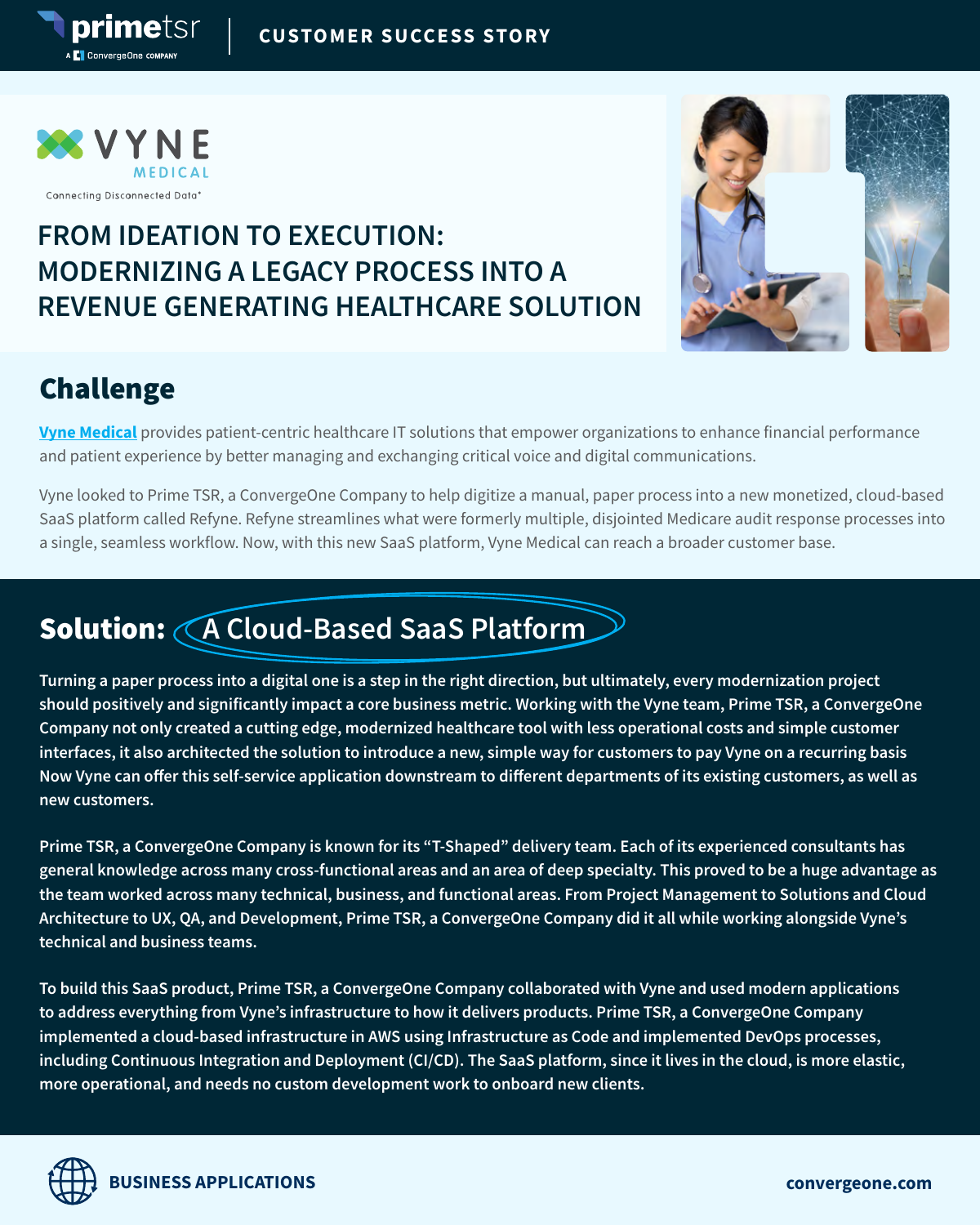CUSTOMER SUCCESS STORY

VYNE MEDICAL

Connecting Disconnected Data®

# FROM IDEATION TO EXECUTION: MODERNIZING A LEGACY PROCESS INTO A REVENUE GENERATING HEALTHCARE SOLUTION

## Challenge

Vyne Medical provides patient-centric healthcare IT solutions that empower organizations to enhance financial performance and patient experience by better managing and exchanging critical voice and digital communications.

Vyne looked to Prime TSR, a ConvergeOne Company to help digitize a manual, paper process into a new monetized, cloud-based SaaS platform called Refyne. Refyne streamlines what were formerly multiple, disjointed Medicare audit response processes into a single, seamless workflow. Now, with this new SaaS platform, Vyne Medical can reach a broader customer base.

## Solution: A Cloud-Based SaaS Platform

Turning a paper process into a digital one is a step in the right direction, but ultimately, every modernization project should positively and significantly impact a core business metric. Working with the Vyne team, Prime TSR, a ConvergeOne Company not only created a cutting edge, modernized healthcare tool with less operational costs and simple customer interfaces, it also architected the solution to introduce a new, simple way for customers to pay Vyne on a recurring basis Now Vyne can offer this self-service application downstream to different departments of its existing customers, as well as new customers.

Prime TSR, a ConvergeOne Company is known for its "T-Shaped" delivery team. Each of its experienced consultants has general knowledge across many cross-functional areas and an area of deep specialty. This proved to be a huge advantage as the team worked across many technical, business, and functional areas. From Project Management to Solutions and Cloud Architecture to UX, QA, and Development, Prime TSR, a ConvergeOne Company did it all while working alongside Vyne's technical and business teams.

To build this SaaS product, Prime TSR, a ConvergeOne Company collaborated with Vyne and used modern applications to address everything from Vyne's infrastructure to how it delivers products. Prime TSR, a ConvergeOne Company implemented a cloud-based infrastructure in AWS using Infrastructure as Code and implemented DevOps processes, including Continuous Integration and Deployment (CI/CD). The SaaS platform, since it lives in the cloud, is more elastic, more operational, and needs no custom development work to onboard new clients.

BUSINESS APPLICATIONS

convergeone.com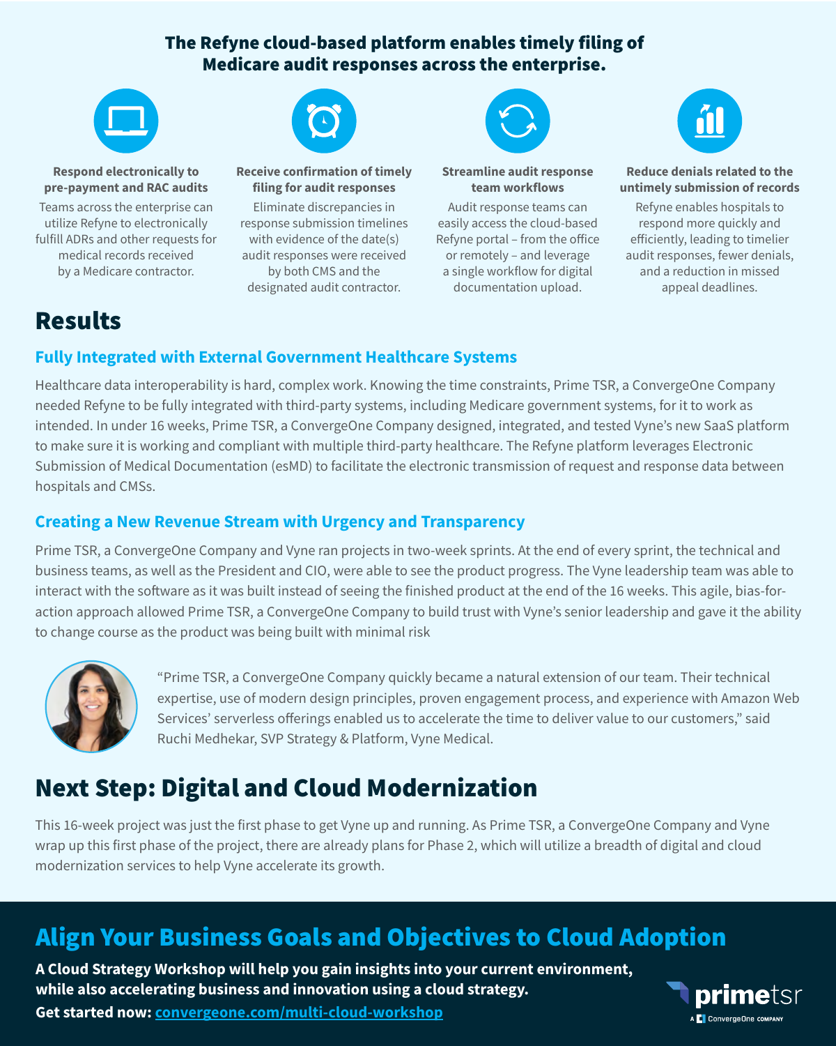## The Refyne cloud-based platform enables timely filing of Medicare audit responses across the enterprise.

**Respond electronically to pre-payment and RAC audits**

Teams across the enterprise can utilize Refyne to electronically fulfill ADRs and other requests for medical records received by a Medicare contractor.

**Receive confirmation of timely filing for audit responses**

Eliminate discrepancies in response submission timelines with evidence of the date(s) audit responses were received by both CMS and the designated audit contractor.

**Streamline audit response team workflows**

Audit response teams can easily access the cloud-based Refyne portal – from the office or remotely – and leverage a single workflow for digital documentation upload.

**Reduce denials related to the untimely submission of records**

Refyne enables hospitals to respond more quickly and efficiently, leading to timelier audit responses, fewer denials, and a reduction in missed appeal deadlines.

# Results

### Fully Integrated with External Government Healthcare Systems

Healthcare data interoperability is hard, complex work. Knowing the time constraints, Prime TSR, a ConvergeOne Company needed Refyne to be fully integrated with third-party systems, including Medicare government systems, for it to work as intended. In under 16 weeks, Prime TSR, a ConvergeOne Company designed, integrated, and tested Vyne's new SaaS platform to make sure it is working and compliant with multiple third-party healthcare. The Refyne platform leverages Electronic Submission of Medical Documentation (esMD) to facilitate the electronic transmission of request and response data between hospitals and CMSs.

### Creating a New Revenue Stream with Urgency and Transparency

Prime TSR, a ConvergeOne Company and Vyne ran projects in two-week sprints. At the end of every sprint, the technical and business teams, as well as the President and CIO, were able to see the product progress. The Vyne leadership team was able to interact with the software as it was built instead of seeing the finished product at the end of the 16 weeks. This agile, bias-for-action approach allowed Prime TSR, a ConvergeOne Company to build trust with Vyne's senior leadership and gave it the ability to change course as the product was being built with minimal risk

"Prime TSR, a ConvergeOne Company quickly became a natural extension of our team. Their technical expertise, use of modern design principles, proven engagement process, and experience with Amazon Web Services' serverless offerings enabled us to accelerate the time to deliver value to our customers," said Ruchi Medhekar, SVP Strategy & Platform, Vyne Medical.

# Next Step: Digital and Cloud Modernization

This 16-week project was just the first phase to get Vyne up and running. As Prime TSR, a ConvergeOne Company and Vyne wrap up this first phase of the project, there are already plans for Phase 2, which will utilize a breadth of digital and cloud modernization services to help Vyne accelerate its growth.

## Align Your Business Goals and Objectives to Cloud Adoption

**A Cloud Strategy Workshop will help you gain insights into your current environment, while also accelerating business and innovation using a cloud strategy.**

**Get started now:** [convergeone.com/multi-cloud-workshop](convergeone.com/multi-cloud-workshop)

primetsr

A ConvergeOne COMPANY